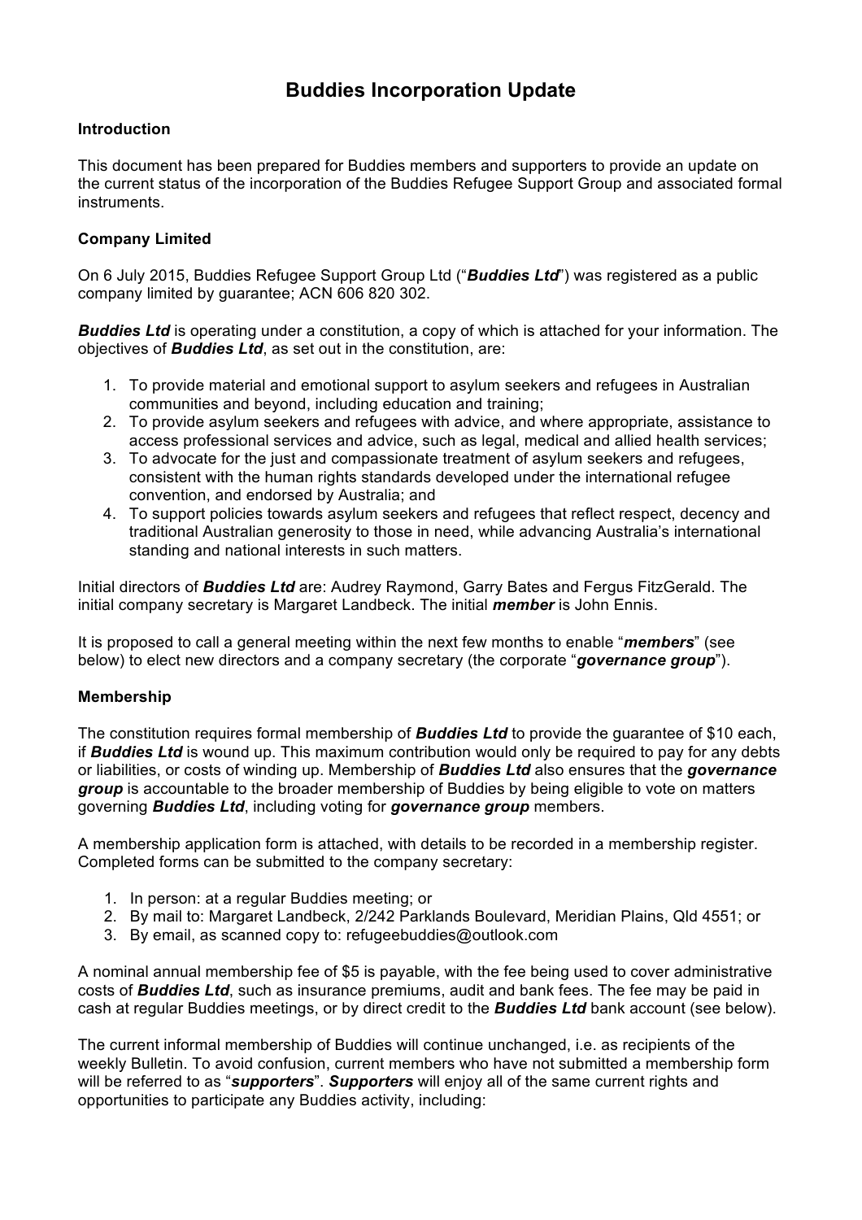# Buddies Incorporation Update

## Introduction

This document has been prepared for Buddies members and supporters to provide an update on the current status of the incorporation of the Buddies Refugee Support Group and associated formal instruments.

## Company Limited

On 6 July 2015, Buddies Refugee Support Group Ltd ("***Buddies Ltd***") was registered as a public company limited by guarantee; ACN 606 820 302.

***Buddies Ltd*** is operating under a constitution, a copy of which is attached for your information. The objectives of ***Buddies Ltd***, as set out in the constitution, are:

1. To provide material and emotional support to asylum seekers and refugees in Australian communities and beyond, including education and training;
2. To provide asylum seekers and refugees with advice, and where appropriate, assistance to access professional services and advice, such as legal, medical and allied health services;
3. To advocate for the just and compassionate treatment of asylum seekers and refugees, consistent with the human rights standards developed under the international refugee convention, and endorsed by Australia; and
4. To support policies towards asylum seekers and refugees that reflect respect, decency and traditional Australian generosity to those in need, while advancing Australia's international standing and national interests in such matters.

Initial directors of ***Buddies Ltd*** are: Audrey Raymond, Garry Bates and Fergus FitzGerald. The initial company secretary is Margaret Landbeck. The initial ***member*** is John Ennis.

It is proposed to call a general meeting within the next few months to enable "***members***" (see below) to elect new directors and a company secretary (the corporate "***governance group***").

## Membership

The constitution requires formal membership of ***Buddies Ltd*** to provide the guarantee of $10 each, if ***Buddies Ltd*** is wound up. This maximum contribution would only be required to pay for any debts or liabilities, or costs of winding up. Membership of ***Buddies Ltd*** also ensures that the ***governance group*** is accountable to the broader membership of Buddies by being eligible to vote on matters governing ***Buddies Ltd***, including voting for ***governance group*** members.

A membership application form is attached, with details to be recorded in a membership register. Completed forms can be submitted to the company secretary:

1. In person: at a regular Buddies meeting; or
2. By mail to: Margaret Landbeck, 2/242 Parklands Boulevard, Meridian Plains, Qld 4551; or
3. By email, as scanned copy to: refugeebuddies@outlook.com

A nominal annual membership fee of $5 is payable, with the fee being used to cover administrative costs of ***Buddies Ltd***, such as insurance premiums, audit and bank fees. The fee may be paid in cash at regular Buddies meetings, or by direct credit to the ***Buddies Ltd*** bank account (see below).

The current informal membership of Buddies will continue unchanged, i.e. as recipients of the weekly Bulletin. To avoid confusion, current members who have not submitted a membership form will be referred to as "***supporters***". ***Supporters*** will enjoy all of the same current rights and opportunities to participate any Buddies activity, including: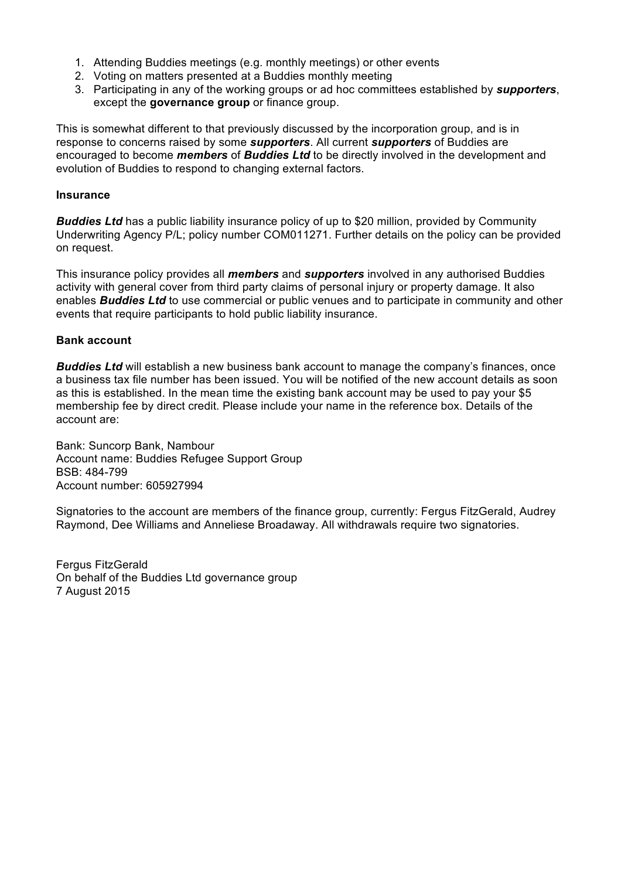1. Attending Buddies meetings (e.g. monthly meetings) or other events
2. Voting on matters presented at a Buddies monthly meeting
3. Participating in any of the working groups or ad hoc committees established by ***supporters***, except the **governance group** or finance group.

This is somewhat different to that previously discussed by the incorporation group, and is in response to concerns raised by some ***supporters***. All current ***supporters*** of Buddies are encouraged to become ***members*** of ***Buddies Ltd*** to be directly involved in the development and evolution of Buddies to respond to changing external factors.

**Insurance**

***Buddies Ltd*** has a public liability insurance policy of up to $20 million, provided by Community Underwriting Agency P/L; policy number COM011271. Further details on the policy can be provided on request.

This insurance policy provides all ***members*** and ***supporters*** involved in any authorised Buddies activity with general cover from third party claims of personal injury or property damage. It also enables ***Buddies Ltd*** to use commercial or public venues and to participate in community and other events that require participants to hold public liability insurance.

**Bank account**

***Buddies Ltd*** will establish a new business bank account to manage the company's finances, once a business tax file number has been issued. You will be notified of the new account details as soon as this is established. In the mean time the existing bank account may be used to pay your $5 membership fee by direct credit. Please include your name in the reference box. Details of the account are:

Bank: Suncorp Bank, Nambour
Account name: Buddies Refugee Support Group
BSB: 484-799
Account number: 605927994

Signatories to the account are members of the finance group, currently: Fergus FitzGerald, Audrey Raymond, Dee Williams and Anneliese Broadaway. All withdrawals require two signatories.

Fergus FitzGerald
On behalf of the Buddies Ltd governance group
7 August 2015